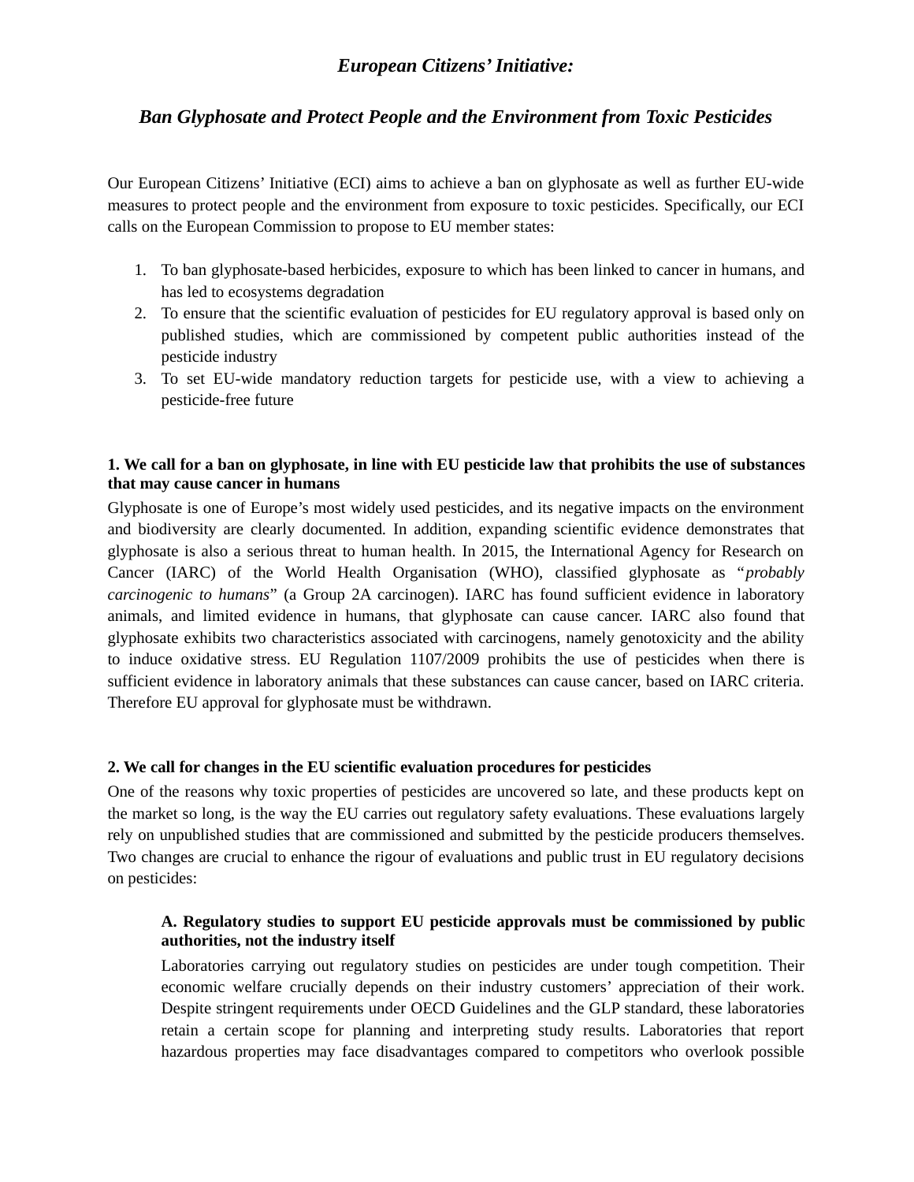# *European Citizens' Initiative:*

# *Ban Glyphosate and Protect People and the Environment from Toxic Pesticides*

Our European Citizens' Initiative (ECI) aims to achieve a ban on glyphosate as well as further EU-wide measures to protect people and the environment from exposure to toxic pesticides. Specifically, our ECI calls on the European Commission to propose to EU member states:

1. To ban glyphosate-based herbicides, exposure to which has been linked to cancer in humans, and has led to ecosystems degradation
2. To ensure that the scientific evaluation of pesticides for EU regulatory approval is based only on published studies, which are commissioned by competent public authorities instead of the pesticide industry
3. To set EU-wide mandatory reduction targets for pesticide use, with a view to achieving a pesticide-free future

## 1. We call for a ban on glyphosate, in line with EU pesticide law that prohibits the use of substances that may cause cancer in humans

Glyphosate is one of Europe's most widely used pesticides, and its negative impacts on the environment and biodiversity are clearly documented. In addition, expanding scientific evidence demonstrates that glyphosate is also a serious threat to human health. In 2015, the International Agency for Research on Cancer (IARC) of the World Health Organisation (WHO), classified glyphosate as "*probably carcinogenic to humans*" (a Group 2A carcinogen). IARC has found sufficient evidence in laboratory animals, and limited evidence in humans, that glyphosate can cause cancer. IARC also found that glyphosate exhibits two characteristics associated with carcinogens, namely genotoxicity and the ability to induce oxidative stress. EU Regulation 1107/2009 prohibits the use of pesticides when there is sufficient evidence in laboratory animals that these substances can cause cancer, based on IARC criteria. Therefore EU approval for glyphosate must be withdrawn.

## 2. We call for changes in the EU scientific evaluation procedures for pesticides

One of the reasons why toxic properties of pesticides are uncovered so late, and these products kept on the market so long, is the way the EU carries out regulatory safety evaluations. These evaluations largely rely on unpublished studies that are commissioned and submitted by the pesticide producers themselves. Two changes are crucial to enhance the rigour of evaluations and public trust in EU regulatory decisions on pesticides:

### A. Regulatory studies to support EU pesticide approvals must be commissioned by public authorities, not the industry itself

Laboratories carrying out regulatory studies on pesticides are under tough competition. Their economic welfare crucially depends on their industry customers' appreciation of their work. Despite stringent requirements under OECD Guidelines and the GLP standard, these laboratories retain a certain scope for planning and interpreting study results. Laboratories that report hazardous properties may face disadvantages compared to competitors who overlook possible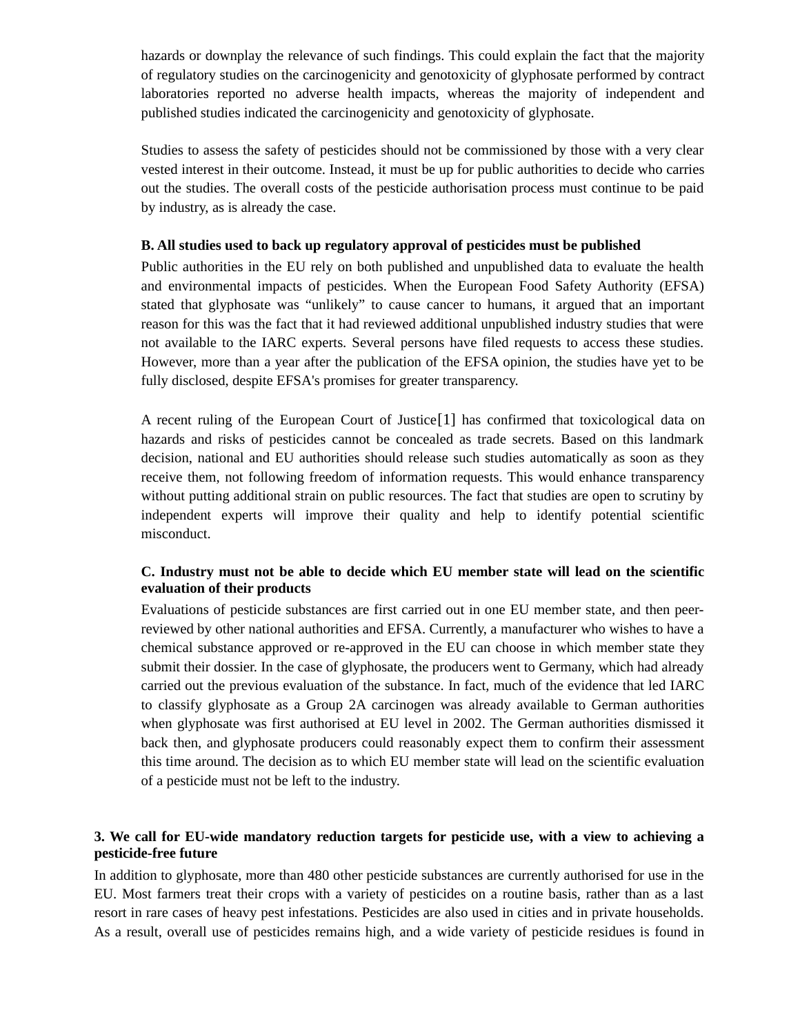hazards or downplay the relevance of such findings. This could explain the fact that the majority of regulatory studies on the carcinogenicity and genotoxicity of glyphosate performed by contract laboratories reported no adverse health impacts, whereas the majority of independent and published studies indicated the carcinogenicity and genotoxicity of glyphosate.

Studies to assess the safety of pesticides should not be commissioned by those with a very clear vested interest in their outcome. Instead, it must be up for public authorities to decide who carries out the studies. The overall costs of the pesticide authorisation process must continue to be paid by industry, as is already the case.

**B. All studies used to back up regulatory approval of pesticides must be published**

Public authorities in the EU rely on both published and unpublished data to evaluate the health and environmental impacts of pesticides. When the European Food Safety Authority (EFSA) stated that glyphosate was "unlikely" to cause cancer to humans, it argued that an important reason for this was the fact that it had reviewed additional unpublished industry studies that were not available to the IARC experts. Several persons have filed requests to access these studies. However, more than a year after the publication of the EFSA opinion, the studies have yet to be fully disclosed, despite EFSA's promises for greater transparency.

A recent ruling of the European Court of Justice[1] has confirmed that toxicological data on hazards and risks of pesticides cannot be concealed as trade secrets. Based on this landmark decision, national and EU authorities should release such studies automatically as soon as they receive them, not following freedom of information requests. This would enhance transparency without putting additional strain on public resources. The fact that studies are open to scrutiny by independent experts will improve their quality and help to identify potential scientific misconduct.

**C. Industry must not be able to decide which EU member state will lead on the scientific evaluation of their products**

Evaluations of pesticide substances are first carried out in one EU member state, and then peer-reviewed by other national authorities and EFSA. Currently, a manufacturer who wishes to have a chemical substance approved or re-approved in the EU can choose in which member state they submit their dossier. In the case of glyphosate, the producers went to Germany, which had already carried out the previous evaluation of the substance. In fact, much of the evidence that led IARC to classify glyphosate as a Group 2A carcinogen was already available to German authorities when glyphosate was first authorised at EU level in 2002. The German authorities dismissed it back then, and glyphosate producers could reasonably expect them to confirm their assessment this time around. The decision as to which EU member state will lead on the scientific evaluation of a pesticide must not be left to the industry.

**3. We call for EU-wide mandatory reduction targets for pesticide use, with a view to achieving a pesticide-free future**

In addition to glyphosate, more than 480 other pesticide substances are currently authorised for use in the EU. Most farmers treat their crops with a variety of pesticides on a routine basis, rather than as a last resort in rare cases of heavy pest infestations. Pesticides are also used in cities and in private households. As a result, overall use of pesticides remains high, and a wide variety of pesticide residues is found in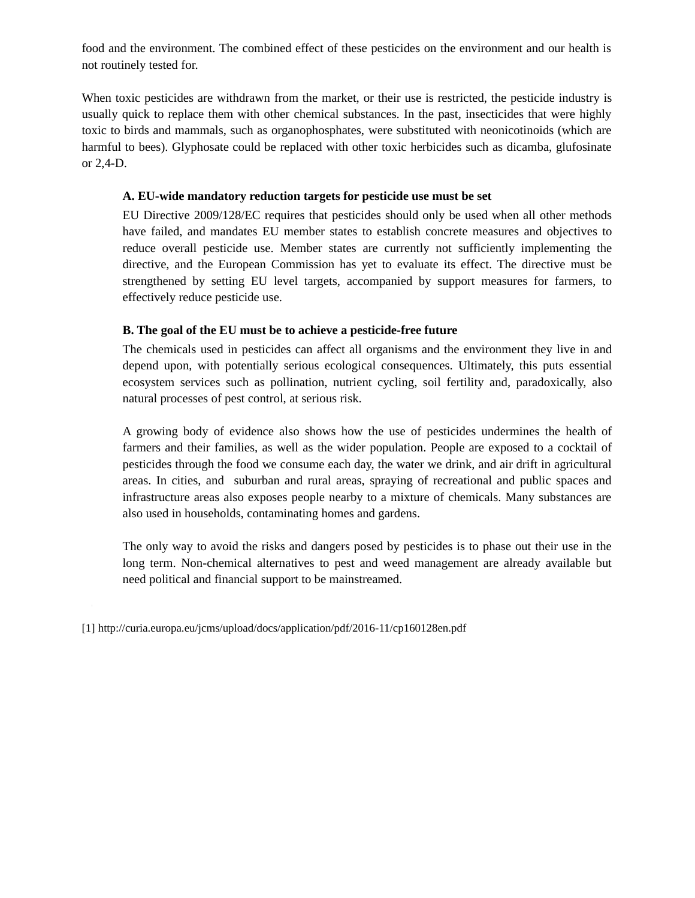food and the environment. The combined effect of these pesticides on the environment and our health is not routinely tested for.

When toxic pesticides are withdrawn from the market, or their use is restricted, the pesticide industry is usually quick to replace them with other chemical substances. In the past, insecticides that were highly toxic to birds and mammals, such as organophosphates, were substituted with neonicotinoids (which are harmful to bees). Glyphosate could be replaced with other toxic herbicides such as dicamba, glufosinate or 2,4-D.

**A. EU-wide mandatory reduction targets for pesticide use must be set**

EU Directive 2009/128/EC requires that pesticides should only be used when all other methods have failed, and mandates EU member states to establish concrete measures and objectives to reduce overall pesticide use. Member states are currently not sufficiently implementing the directive, and the European Commission has yet to evaluate its effect. The directive must be strengthened by setting EU level targets, accompanied by support measures for farmers, to effectively reduce pesticide use.

**B. The goal of the EU must be to achieve a pesticide-free future**

The chemicals used in pesticides can affect all organisms and the environment they live in and depend upon, with potentially serious ecological consequences. Ultimately, this puts essential ecosystem services such as pollination, nutrient cycling, soil fertility and, paradoxically, also natural processes of pest control, at serious risk.

A growing body of evidence also shows how the use of pesticides undermines the health of farmers and their families, as well as the wider population. People are exposed to a cocktail of pesticides through the food we consume each day, the water we drink, and air drift in agricultural areas. In cities, and suburban and rural areas, spraying of recreational and public spaces and infrastructure areas also exposes people nearby to a mixture of chemicals. Many substances are also used in households, contaminating homes and gardens.

The only way to avoid the risks and dangers posed by pesticides is to phase out their use in the long term. Non-chemical alternatives to pest and weed management are already available but need political and financial support to be mainstreamed.

[1] http://curia.europa.eu/jcms/upload/docs/application/pdf/2016-11/cp160128en.pdf